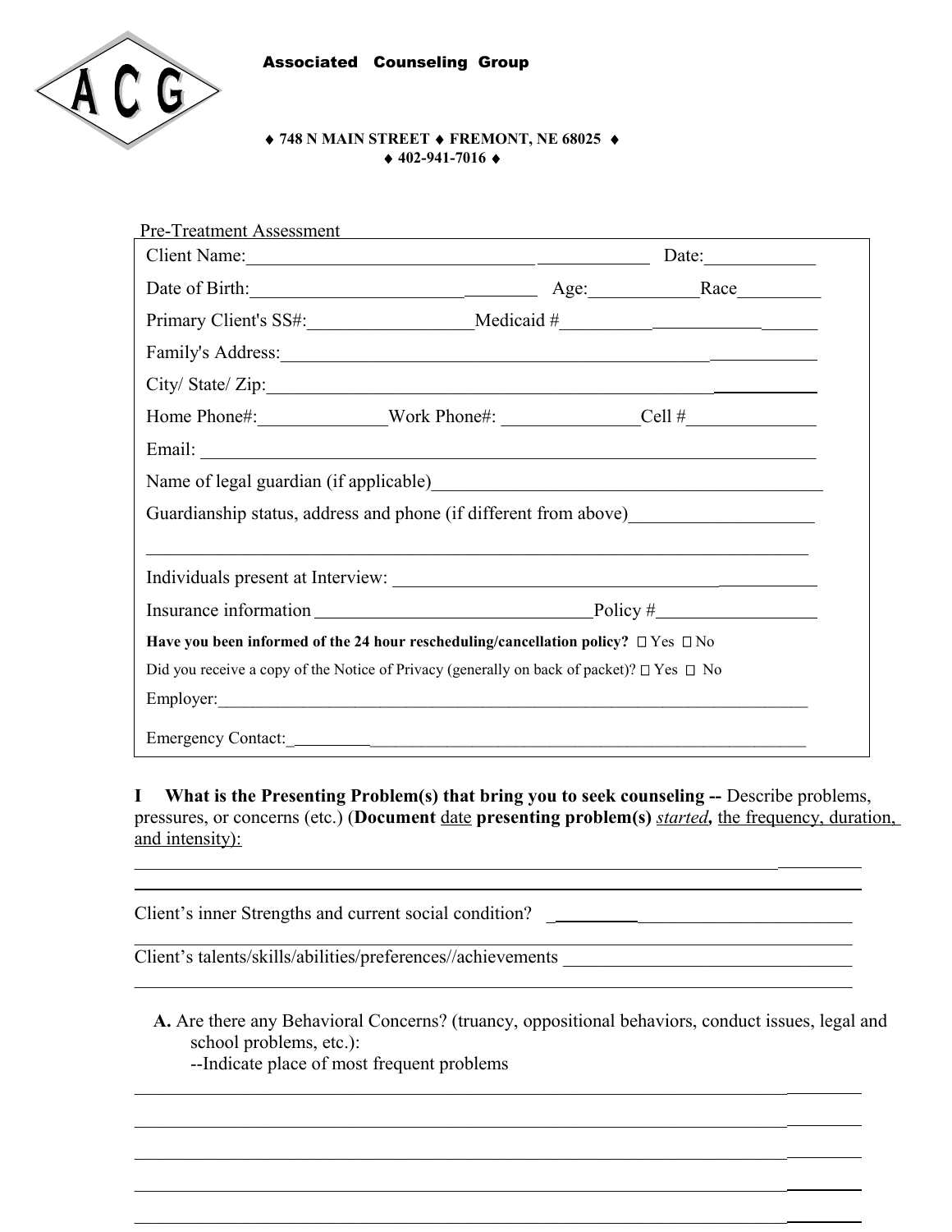ACG

**Associated Counseling Group**

♦ **748 N MAIN STREET** ♦ **FREMONT, NE 68025** ♦
♦ **402-941-7016** ♦

Pre-Treatment Assessment

Client Name:_______________________________ Date:____________

Date of Birth:_______________________________ Age:____________Race_________

Primary Client's SS#:__________________Medicaid #______________________

Family's Address:___________________________________________________________

City/ State/ Zip:___________________________________________________________

Home Phone#:______________Work Phone#: _______________Cell #______________

Email: ____________________________________________________________________

Name of legal guardian (if applicable)_____________________________________________

Guardianship status, address and phone (if different from above)____________________

___________________________________________________________________________

Individuals present at Interview: __________________________________________________

Insurance information _______________________________Policy #__________________

**Have you been informed of the 24 hour rescheduling/cancellation policy?** ☐ Yes ☐ No

Did you receive a copy of the Notice of Privacy (generally on back of packet)? ☐ Yes ☐ No

Employer:___________________________________________________________________

Emergency Contact:___________________________________________________________

**I What is the Presenting Problem(s) that bring you to seek counseling --** Describe problems, pressures, or concerns (etc.) (**Document** date **presenting problem(s)** ***started,*** the frequency, duration, and intensity):

___________________________________________________________________________

___________________________________________________________________________

Client's inner Strengths and current social condition? ___________________________________

___________________________________________________________________________

Client's talents/skills/abilities/preferences//achievements ________________________________

___________________________________________________________________________

**A.** Are there any Behavioral Concerns? (truancy, oppositional behaviors, conduct issues, legal and school problems, etc.):
--Indicate place of most frequent problems

___________________________________________________________________________

___________________________________________________________________________

___________________________________________________________________________

___________________________________________________________________________

___________________________________________________________________________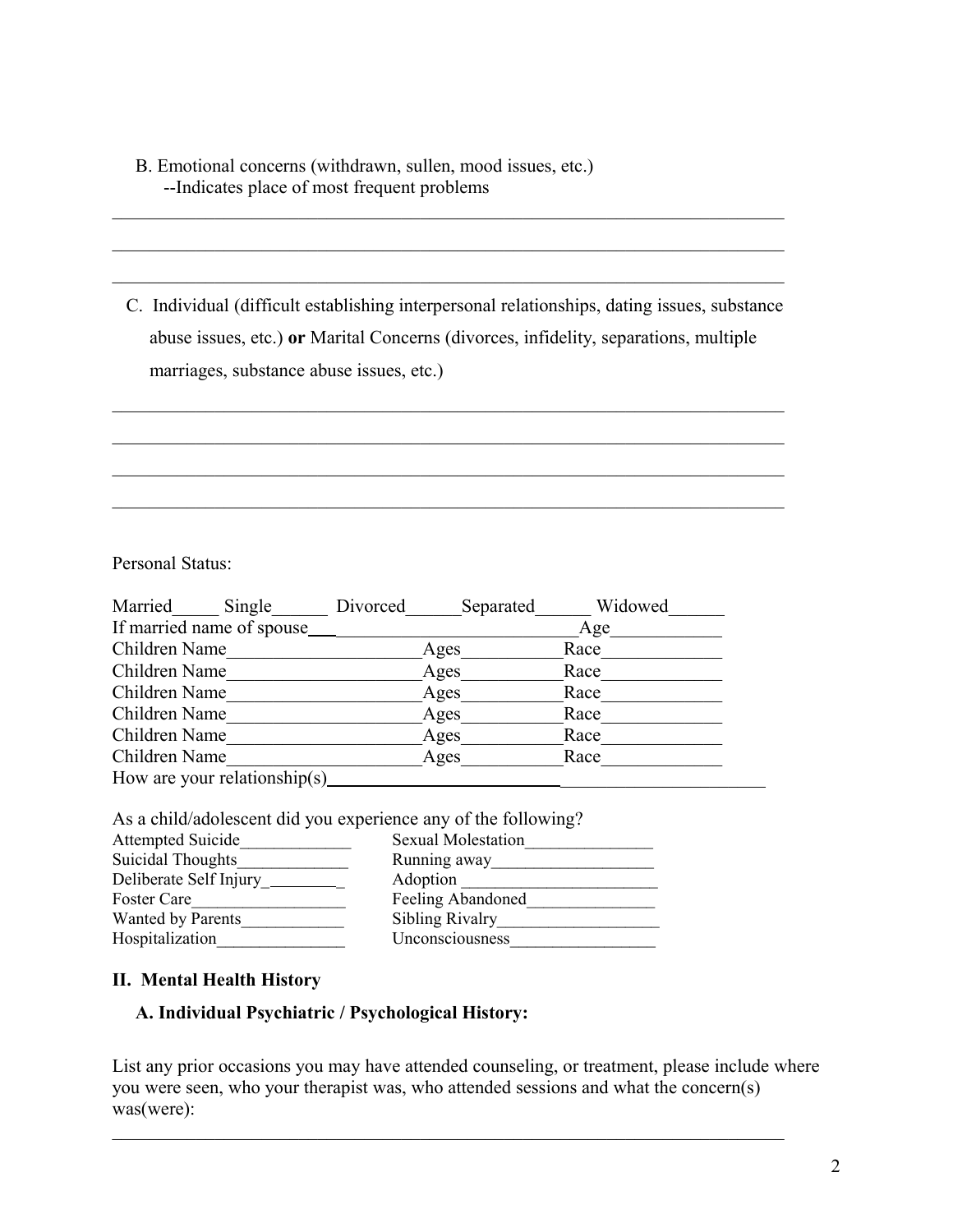B. Emotional concerns (withdrawn, sullen, mood issues, etc.)
--Indicates place of most frequent problems

________________________________________________________________________

________________________________________________________________________

________________________________________________________________________

C. Individual (difficult establishing interpersonal relationships, dating issues, substance abuse issues, etc.) **or** Marital Concerns (divorces, infidelity, separations, multiple marriages, substance abuse issues, etc.)

________________________________________________________________________

________________________________________________________________________

________________________________________________________________________

________________________________________________________________________

Personal Status:

Married_____ Single______ Divorced______Separated______ Widowed______

If married name of spouse___________________________________Age____________

Children Name_____________________Ages__________Race_____________

Children Name_____________________Ages__________Race_____________

Children Name_____________________Ages__________Race_____________

Children Name_____________________Ages__________Race_____________

Children Name_____________________Ages__________Race_____________

Children Name_____________________Ages__________Race_____________

How are your relationship(s)_________________________________________________

As a child/adolescent did you experience any of the following?

Attempted Suicide_____________ Sexual Molestation_______________

Suicidal Thoughts_____________ Running away___________________

Deliberate Self Injury_________ Adoption _______________________

Foster Care__________________ Feeling Abandoned_______________

Wanted by Parents____________ Sibling Rivalry___________________

Hospitalization_______________ Unconsciousness_________________

## II. Mental Health History

### A. Individual Psychiatric / Psychological History:

List any prior occasions you may have attended counseling, or treatment, please include where you were seen, who your therapist was, who attended sessions and what the concern(s) was(were):

________________________________________________________________________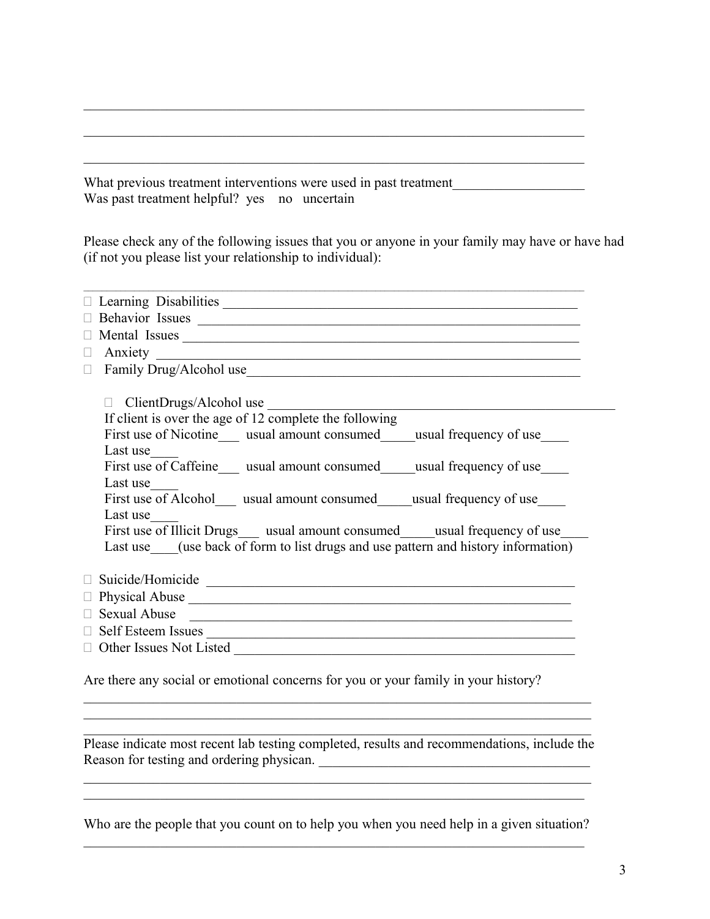\_\_\_\_\_\_\_\_\_\_\_\_\_\_\_\_\_\_\_\_\_\_\_\_\_\_\_\_\_\_\_\_\_\_\_\_\_\_\_\_\_\_\_\_\_\_\_\_\_\_\_\_\_\_\_\_\_\_\_\_\_\_\_\_\_\_\_\_\_\_

\_\_\_\_\_\_\_\_\_\_\_\_\_\_\_\_\_\_\_\_\_\_\_\_\_\_\_\_\_\_\_\_\_\_\_\_\_\_\_\_\_\_\_\_\_\_\_\_\_\_\_\_\_\_\_\_\_\_\_\_\_\_\_\_\_\_\_\_\_\_

\_\_\_\_\_\_\_\_\_\_\_\_\_\_\_\_\_\_\_\_\_\_\_\_\_\_\_\_\_\_\_\_\_\_\_\_\_\_\_\_\_\_\_\_\_\_\_\_\_\_\_\_\_\_\_\_\_\_\_\_\_\_\_\_\_\_\_\_\_\_

What previous treatment interventions were used in past treatment\_\_\_\_\_\_\_\_\_\_\_\_\_\_\_\_\_\_\_
Was past treatment helpful? yes no uncertain

Please check any of the following issues that you or anyone in your family may have or have had (if not you please list your relationship to individual):

\_\_\_\_\_\_\_\_\_\_\_\_\_\_\_\_\_\_\_\_\_\_\_\_\_\_\_\_\_\_\_\_\_\_\_\_\_\_\_\_\_\_\_\_\_\_\_\_\_\_\_\_\_\_\_\_\_\_\_\_\_\_\_\_\_\_\_\_\_\_

- ☐ Learning Disabilities \_\_\_\_\_\_\_\_\_\_\_\_\_\_\_\_\_\_\_\_\_\_\_\_\_\_\_\_\_\_\_\_\_\_\_\_\_\_\_\_\_\_\_\_\_\_\_\_\_\_\_
- ☐ Behavior Issues \_\_\_\_\_\_\_\_\_\_\_\_\_\_\_\_\_\_\_\_\_\_\_\_\_\_\_\_\_\_\_\_\_\_\_\_\_\_\_\_\_\_\_\_\_\_\_\_\_\_\_\_\_\_
- ☐ Mental Issues \_\_\_\_\_\_\_\_\_\_\_\_\_\_\_\_\_\_\_\_\_\_\_\_\_\_\_\_\_\_\_\_\_\_\_\_\_\_\_\_\_\_\_\_\_\_\_\_\_\_\_\_\_\_\_\_
- ☐ Anxiety \_\_\_\_\_\_\_\_\_\_\_\_\_\_\_\_\_\_\_\_\_\_\_\_\_\_\_\_\_\_\_\_\_\_\_\_\_\_\_\_\_\_\_\_\_\_\_\_\_\_\_\_\_\_\_\_\_\_\_\_
- ☐ Family Drug/Alcohol use\_\_\_\_\_\_\_\_\_\_\_\_\_\_\_\_\_\_\_\_\_\_\_\_\_\_\_\_\_\_\_\_\_\_\_\_\_\_\_\_\_\_\_\_\_\_\_\_

  ☐ ClientDrugs/Alcohol use \_\_\_\_\_\_\_\_\_\_\_\_\_\_\_\_\_\_\_\_\_\_\_\_\_\_\_\_\_\_\_\_\_\_\_\_\_\_\_\_\_\_\_\_\_\_\_\_\_\_

  If client is over the age of 12 complete the following

  First use of Nicotine\_\_\_ usual amount consumed\_\_\_\_\_usual frequency of use\_\_\_\_
  Last use\_\_\_\_

  First use of Caffeine\_\_\_ usual amount consumed\_\_\_\_\_usual frequency of use\_\_\_\_
  Last use\_\_\_\_

  First use of Alcohol\_\_\_ usual amount consumed\_\_\_\_\_usual frequency of use\_\_\_\_
  Last use\_\_\_\_

  First use of Illicit Drugs\_\_\_ usual amount consumed\_\_\_\_\_usual frequency of use\_\_\_\_
  Last use\_\_\_\_(use back of form to list drugs and use pattern and history information)

- ☐ Suicide/Homicide \_\_\_\_\_\_\_\_\_\_\_\_\_\_\_\_\_\_\_\_\_\_\_\_\_\_\_\_\_\_\_\_\_\_\_\_\_\_\_\_\_\_\_\_\_\_\_\_\_\_\_\_\_
- ☐ Physical Abuse \_\_\_\_\_\_\_\_\_\_\_\_\_\_\_\_\_\_\_\_\_\_\_\_\_\_\_\_\_\_\_\_\_\_\_\_\_\_\_\_\_\_\_\_\_\_\_\_\_\_\_\_\_\_\_
- ☐ Sexual Abuse \_\_\_\_\_\_\_\_\_\_\_\_\_\_\_\_\_\_\_\_\_\_\_\_\_\_\_\_\_\_\_\_\_\_\_\_\_\_\_\_\_\_\_\_\_\_\_\_\_\_\_\_\_\_\_
- ☐ Self Esteem Issues \_\_\_\_\_\_\_\_\_\_\_\_\_\_\_\_\_\_\_\_\_\_\_\_\_\_\_\_\_\_\_\_\_\_\_\_\_\_\_\_\_\_\_\_\_\_\_\_\_\_\_\_
- ☐ Other Issues Not Listed \_\_\_\_\_\_\_\_\_\_\_\_\_\_\_\_\_\_\_\_\_\_\_\_\_\_\_\_\_\_\_\_\_\_\_\_\_\_\_\_\_\_\_\_\_\_\_\_\_

Are there any social or emotional concerns for you or your family in your history?

\_\_\_\_\_\_\_\_\_\_\_\_\_\_\_\_\_\_\_\_\_\_\_\_\_\_\_\_\_\_\_\_\_\_\_\_\_\_\_\_\_\_\_\_\_\_\_\_\_\_\_\_\_\_\_\_\_\_\_\_\_\_\_\_\_\_\_\_\_\_

\_\_\_\_\_\_\_\_\_\_\_\_\_\_\_\_\_\_\_\_\_\_\_\_\_\_\_\_\_\_\_\_\_\_\_\_\_\_\_\_\_\_\_\_\_\_\_\_\_\_\_\_\_\_\_\_\_\_\_\_\_\_\_\_\_\_\_\_\_\_

\_\_\_\_\_\_\_\_\_\_\_\_\_\_\_\_\_\_\_\_\_\_\_\_\_\_\_\_\_\_\_\_\_\_\_\_\_\_\_\_\_\_\_\_\_\_\_\_\_\_\_\_\_\_\_\_\_\_\_\_\_\_\_\_\_\_\_\_\_\_

Please indicate most recent lab testing completed, results and recommendations, include the Reason for testing and ordering physican. \_\_\_\_\_\_\_\_\_\_\_\_\_\_\_\_\_\_\_\_\_\_\_\_\_\_\_\_\_\_\_\_\_\_\_\_\_\_\_

\_\_\_\_\_\_\_\_\_\_\_\_\_\_\_\_\_\_\_\_\_\_\_\_\_\_\_\_\_\_\_\_\_\_\_\_\_\_\_\_\_\_\_\_\_\_\_\_\_\_\_\_\_\_\_\_\_\_\_\_\_\_\_\_\_\_\_\_\_\_

\_\_\_\_\_\_\_\_\_\_\_\_\_\_\_\_\_\_\_\_\_\_\_\_\_\_\_\_\_\_\_\_\_\_\_\_\_\_\_\_\_\_\_\_\_\_\_\_\_\_\_\_\_\_\_\_\_\_\_\_\_\_\_\_\_\_\_\_\_\_

Who are the people that you count on to help you when you need help in a given situation?

\_\_\_\_\_\_\_\_\_\_\_\_\_\_\_\_\_\_\_\_\_\_\_\_\_\_\_\_\_\_\_\_\_\_\_\_\_\_\_\_\_\_\_\_\_\_\_\_\_\_\_\_\_\_\_\_\_\_\_\_\_\_\_\_\_\_\_\_\_\_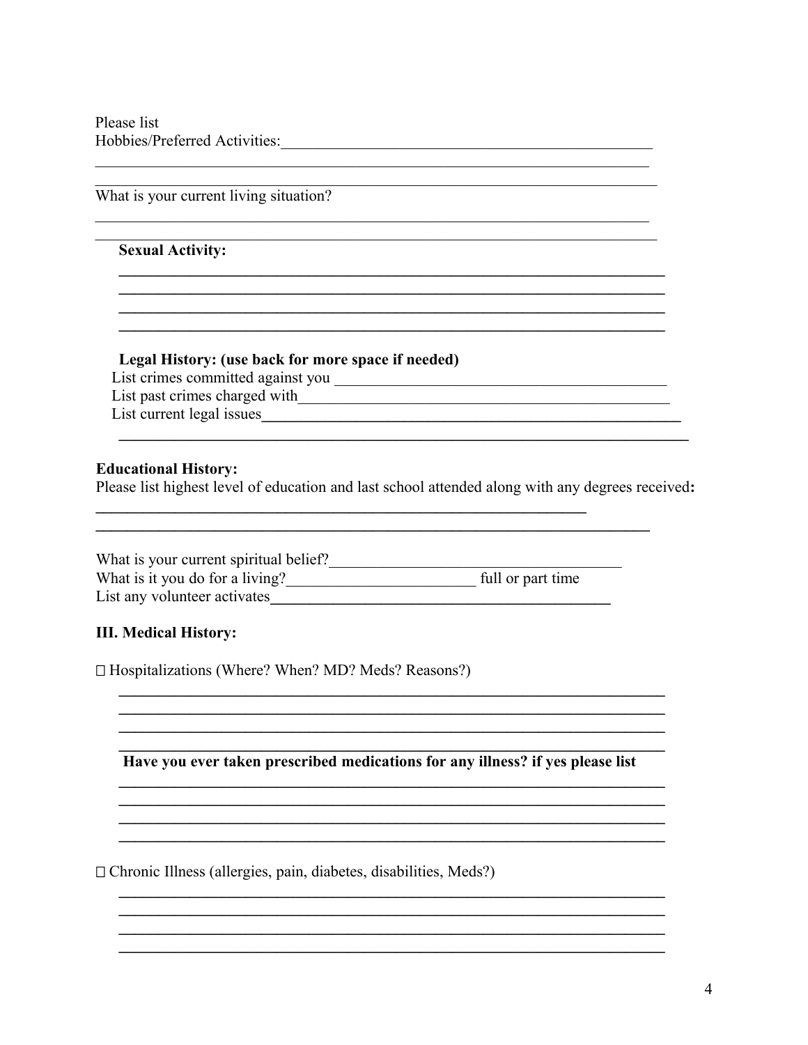Please list
Hobbies/Preferred Activities:\_\_\_\_\_\_\_\_\_\_\_\_\_\_\_\_\_\_\_\_\_\_\_\_\_\_\_\_\_\_\_\_\_\_\_\_\_\_\_\_\_\_\_\_\_\_\_\_\_\_

\_\_\_\_\_\_\_\_\_\_\_\_\_\_\_\_\_\_\_\_\_\_\_\_\_\_\_\_\_\_\_\_\_\_\_\_\_\_\_\_\_\_\_\_\_\_\_\_\_\_\_\_\_\_\_\_\_\_\_\_\_\_\_\_\_\_\_\_\_\_\_\_\_\_

\_\_\_\_\_\_\_\_\_\_\_\_\_\_\_\_\_\_\_\_\_\_\_\_\_\_\_\_\_\_\_\_\_\_\_\_\_\_\_\_\_\_\_\_\_\_\_\_\_\_\_\_\_\_\_\_\_\_\_\_\_\_\_\_\_\_\_\_\_\_\_\_\_\_

What is your current living situation?

\_\_\_\_\_\_\_\_\_\_\_\_\_\_\_\_\_\_\_\_\_\_\_\_\_\_\_\_\_\_\_\_\_\_\_\_\_\_\_\_\_\_\_\_\_\_\_\_\_\_\_\_\_\_\_\_\_\_\_\_\_\_\_\_\_\_\_\_\_\_\_\_\_\_

\_\_\_\_\_\_\_\_\_\_\_\_\_\_\_\_\_\_\_\_\_\_\_\_\_\_\_\_\_\_\_\_\_\_\_\_\_\_\_\_\_\_\_\_\_\_\_\_\_\_\_\_\_\_\_\_\_\_\_\_\_\_\_\_\_\_\_\_\_\_\_\_\_\_

**Sexual Activity:**

\_\_\_\_\_\_\_\_\_\_\_\_\_\_\_\_\_\_\_\_\_\_\_\_\_\_\_\_\_\_\_\_\_\_\_\_\_\_\_\_\_\_\_\_\_\_\_\_\_\_\_\_\_\_\_\_\_\_\_\_\_\_\_\_\_\_\_\_\_\_

\_\_\_\_\_\_\_\_\_\_\_\_\_\_\_\_\_\_\_\_\_\_\_\_\_\_\_\_\_\_\_\_\_\_\_\_\_\_\_\_\_\_\_\_\_\_\_\_\_\_\_\_\_\_\_\_\_\_\_\_\_\_\_\_\_\_\_\_\_\_

\_\_\_\_\_\_\_\_\_\_\_\_\_\_\_\_\_\_\_\_\_\_\_\_\_\_\_\_\_\_\_\_\_\_\_\_\_\_\_\_\_\_\_\_\_\_\_\_\_\_\_\_\_\_\_\_\_\_\_\_\_\_\_\_\_\_\_\_\_\_

\_\_\_\_\_\_\_\_\_\_\_\_\_\_\_\_\_\_\_\_\_\_\_\_\_\_\_\_\_\_\_\_\_\_\_\_\_\_\_\_\_\_\_\_\_\_\_\_\_\_\_\_\_\_\_\_\_\_\_\_\_\_\_\_\_\_\_\_\_\_

**Legal History: (use back for more space if needed)**

List crimes committed against you \_\_\_\_\_\_\_\_\_\_\_\_\_\_\_\_\_\_\_\_\_\_\_\_\_\_\_\_\_\_\_\_\_\_\_\_\_\_\_\_\_\_\_

List past crimes charged with\_\_\_\_\_\_\_\_\_\_\_\_\_\_\_\_\_\_\_\_\_\_\_\_\_\_\_\_\_\_\_\_\_\_\_\_\_\_\_\_\_\_\_\_\_\_\_\_

List current legal issues\_\_\_\_\_\_\_\_\_\_\_\_\_\_\_\_\_\_\_\_\_\_\_\_\_\_\_\_\_\_\_\_\_\_\_\_\_\_\_\_\_\_\_\_\_\_\_\_\_\_\_\_\_\_\_\_

\_\_\_\_\_\_\_\_\_\_\_\_\_\_\_\_\_\_\_\_\_\_\_\_\_\_\_\_\_\_\_\_\_\_\_\_\_\_\_\_\_\_\_\_\_\_\_\_\_\_\_\_\_\_\_\_\_\_\_\_\_\_\_\_\_\_\_\_\_\_\_\_

**Educational History:**

Please list highest level of education and last school attended along with any degrees received**:**

\_\_\_\_\_\_\_\_\_\_\_\_\_\_\_\_\_\_\_\_\_\_\_\_\_\_\_\_\_\_\_\_\_\_\_\_\_\_\_\_\_\_\_\_\_\_\_\_\_\_\_\_\_\_\_\_\_\_\_\_\_\_\_\_

\_\_\_\_\_\_\_\_\_\_\_\_\_\_\_\_\_\_\_\_\_\_\_\_\_\_\_\_\_\_\_\_\_\_\_\_\_\_\_\_\_\_\_\_\_\_\_\_\_\_\_\_\_\_\_\_\_\_\_\_\_\_\_\_\_\_\_\_\_\_\_\_\_\_

What is your current spiritual belief?\_\_\_\_\_\_\_\_\_\_\_\_\_\_\_\_\_\_\_\_\_\_\_\_\_\_\_\_\_\_\_\_\_\_\_\_\_\_\_

What is it you do for a living?\_\_\_\_\_\_\_\_\_\_\_\_\_\_\_\_\_\_\_\_\_\_\_\_\_\_ full or part time

List any volunteer activates\_\_\_\_\_\_\_\_\_\_\_\_\_\_\_\_\_\_\_\_\_\_\_\_\_\_\_\_\_\_\_\_\_\_\_\_\_\_\_\_\_\_\_\_\_\_

**III. Medical History:**

□ Hospitalizations (Where? When? MD? Meds? Reasons?)

\_\_\_\_\_\_\_\_\_\_\_\_\_\_\_\_\_\_\_\_\_\_\_\_\_\_\_\_\_\_\_\_\_\_\_\_\_\_\_\_\_\_\_\_\_\_\_\_\_\_\_\_\_\_\_\_\_\_\_\_\_\_\_\_\_\_\_\_\_\_

\_\_\_\_\_\_\_\_\_\_\_\_\_\_\_\_\_\_\_\_\_\_\_\_\_\_\_\_\_\_\_\_\_\_\_\_\_\_\_\_\_\_\_\_\_\_\_\_\_\_\_\_\_\_\_\_\_\_\_\_\_\_\_\_\_\_\_\_\_\_

\_\_\_\_\_\_\_\_\_\_\_\_\_\_\_\_\_\_\_\_\_\_\_\_\_\_\_\_\_\_\_\_\_\_\_\_\_\_\_\_\_\_\_\_\_\_\_\_\_\_\_\_\_\_\_\_\_\_\_\_\_\_\_\_\_\_\_\_\_\_

\_\_\_\_\_\_\_\_\_\_\_\_\_\_\_\_\_\_\_\_\_\_\_\_\_\_\_\_\_\_\_\_\_\_\_\_\_\_\_\_\_\_\_\_\_\_\_\_\_\_\_\_\_\_\_\_\_\_\_\_\_\_\_\_\_\_\_\_\_\_

**Have you ever taken prescribed medications for any illness? if yes please list**

\_\_\_\_\_\_\_\_\_\_\_\_\_\_\_\_\_\_\_\_\_\_\_\_\_\_\_\_\_\_\_\_\_\_\_\_\_\_\_\_\_\_\_\_\_\_\_\_\_\_\_\_\_\_\_\_\_\_\_\_\_\_\_\_\_\_\_\_\_\_

\_\_\_\_\_\_\_\_\_\_\_\_\_\_\_\_\_\_\_\_\_\_\_\_\_\_\_\_\_\_\_\_\_\_\_\_\_\_\_\_\_\_\_\_\_\_\_\_\_\_\_\_\_\_\_\_\_\_\_\_\_\_\_\_\_\_\_\_\_\_

\_\_\_\_\_\_\_\_\_\_\_\_\_\_\_\_\_\_\_\_\_\_\_\_\_\_\_\_\_\_\_\_\_\_\_\_\_\_\_\_\_\_\_\_\_\_\_\_\_\_\_\_\_\_\_\_\_\_\_\_\_\_\_\_\_\_\_\_\_\_

\_\_\_\_\_\_\_\_\_\_\_\_\_\_\_\_\_\_\_\_\_\_\_\_\_\_\_\_\_\_\_\_\_\_\_\_\_\_\_\_\_\_\_\_\_\_\_\_\_\_\_\_\_\_\_\_\_\_\_\_\_\_\_\_\_\_\_\_\_\_

□ Chronic Illness (allergies, pain, diabetes, disabilities, Meds?)

\_\_\_\_\_\_\_\_\_\_\_\_\_\_\_\_\_\_\_\_\_\_\_\_\_\_\_\_\_\_\_\_\_\_\_\_\_\_\_\_\_\_\_\_\_\_\_\_\_\_\_\_\_\_\_\_\_\_\_\_\_\_\_\_\_\_\_\_\_\_

\_\_\_\_\_\_\_\_\_\_\_\_\_\_\_\_\_\_\_\_\_\_\_\_\_\_\_\_\_\_\_\_\_\_\_\_\_\_\_\_\_\_\_\_\_\_\_\_\_\_\_\_\_\_\_\_\_\_\_\_\_\_\_\_\_\_\_\_\_\_

\_\_\_\_\_\_\_\_\_\_\_\_\_\_\_\_\_\_\_\_\_\_\_\_\_\_\_\_\_\_\_\_\_\_\_\_\_\_\_\_\_\_\_\_\_\_\_\_\_\_\_\_\_\_\_\_\_\_\_\_\_\_\_\_\_\_\_\_\_\_

\_\_\_\_\_\_\_\_\_\_\_\_\_\_\_\_\_\_\_\_\_\_\_\_\_\_\_\_\_\_\_\_\_\_\_\_\_\_\_\_\_\_\_\_\_\_\_\_\_\_\_\_\_\_\_\_\_\_\_\_\_\_\_\_\_\_\_\_\_\_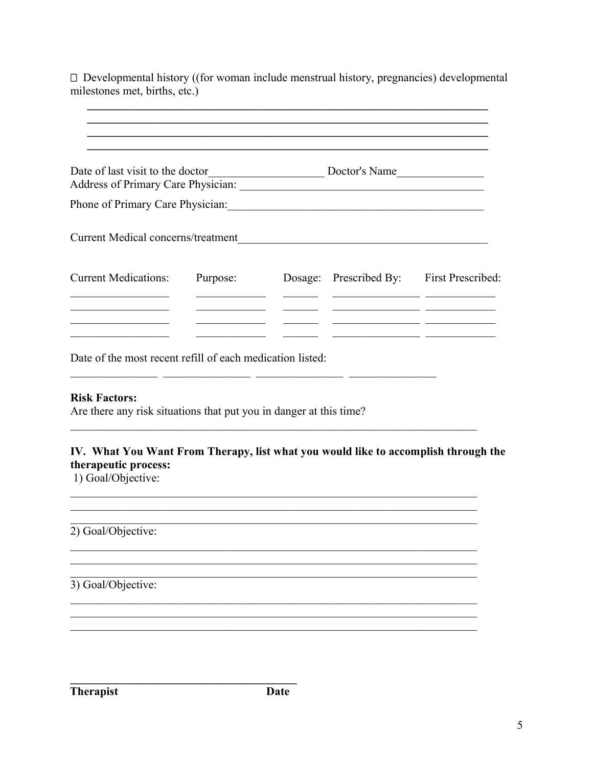☐ Developmental history ((for woman include menstrual history, pregnancies) developmental milestones met, births, etc.)

_______________________________________________________________________

_______________________________________________________________________

_______________________________________________________________________

_______________________________________________________________________

Date of last visit to the doctor____________________ Doctor's Name_______________

Address of Primary Care Physician: ___________________________________________

Phone of Primary Care Physician:_____________________________________________

Current Medical concerns/treatment___________________________________________

| Current Medications: | Purpose: | Dosage: | Prescribed By: | First Prescribed: |
|---|---|---|---|---|
| | | | | |
| | | | | |
| | | | | |
| | | | | |

Date of the most recent refill of each medication listed:

_______________ _______________ _______________ _______________

**Risk Factors:**

Are there any risk situations that put you in danger at this time?

_______________________________________________________________________

**IV. What You Want From Therapy, list what you would like to accomplish through the therapeutic process:**

1) Goal/Objective:

_______________________________________________________________________

_______________________________________________________________________

_______________________________________________________________________

2) Goal/Objective:

_______________________________________________________________________

_______________________________________________________________________

_______________________________________________________________________

3) Goal/Objective:

_______________________________________________________________________

_______________________________________________________________________

_______________________________________________________________________

________________________________________

**Therapist** **Date**